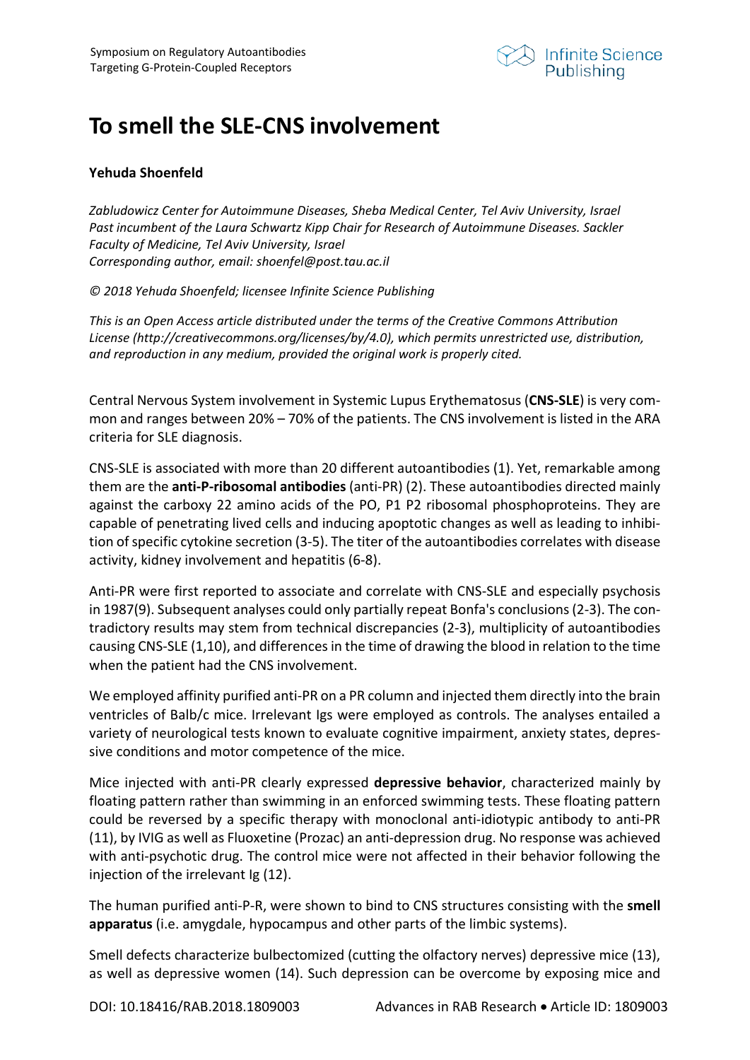Symposium on Regulatory Autoantibodies Targeting G-Protein-Coupled Receptors

# To smell the SLE-CNS involvement

**Yehuda Shoenfeld**

*Zabludowicz Center for Autoimmune Diseases, Sheba Medical Center, Tel Aviv University, Israel*
*Past incumbent of the Laura Schwartz Kipp Chair for Research of Autoimmune Diseases. Sackler Faculty of Medicine, Tel Aviv University, Israel*
*Corresponding author, email: shoenfel@post.tau.ac.il*

*© 2018 Yehuda Shoenfeld; licensee Infinite Science Publishing*

*This is an Open Access article distributed under the terms of the Creative Commons Attribution License (http://creativecommons.org/licenses/by/4.0), which permits unrestricted use, distribution, and reproduction in any medium, provided the original work is properly cited.*

Central Nervous System involvement in Systemic Lupus Erythematosus (**CNS-SLE**) is very common and ranges between 20% – 70% of the patients. The CNS involvement is listed in the ARA criteria for SLE diagnosis.

CNS-SLE is associated with more than 20 different autoantibodies (1). Yet, remarkable among them are the **anti-P-ribosomal antibodies** (anti-PR) (2). These autoantibodies directed mainly against the carboxy 22 amino acids of the PO, P1 P2 ribosomal phosphoproteins. They are capable of penetrating lived cells and inducing apoptotic changes as well as leading to inhibition of specific cytokine secretion (3-5). The titer of the autoantibodies correlates with disease activity, kidney involvement and hepatitis (6-8).

Anti-PR were first reported to associate and correlate with CNS-SLE and especially psychosis in 1987(9). Subsequent analyses could only partially repeat Bonfa's conclusions (2-3). The contradictory results may stem from technical discrepancies (2-3), multiplicity of autoantibodies causing CNS-SLE (1,10), and differences in the time of drawing the blood in relation to the time when the patient had the CNS involvement.

We employed affinity purified anti-PR on a PR column and injected them directly into the brain ventricles of Balb/c mice. Irrelevant Igs were employed as controls. The analyses entailed a variety of neurological tests known to evaluate cognitive impairment, anxiety states, depressive conditions and motor competence of the mice.

Mice injected with anti-PR clearly expressed **depressive behavior**, characterized mainly by floating pattern rather than swimming in an enforced swimming tests. These floating pattern could be reversed by a specific therapy with monoclonal anti-idiotypic antibody to anti-PR (11), by IVIG as well as Fluoxetine (Prozac) an anti-depression drug. No response was achieved with anti-psychotic drug. The control mice were not affected in their behavior following the injection of the irrelevant Ig (12).

The human purified anti-P-R, were shown to bind to CNS structures consisting with the **smell apparatus** (i.e. amygdale, hypocampus and other parts of the limbic systems).

Smell defects characterize bulbectomized (cutting the olfactory nerves) depressive mice (13), as well as depressive women (14). Such depression can be overcome by exposing mice and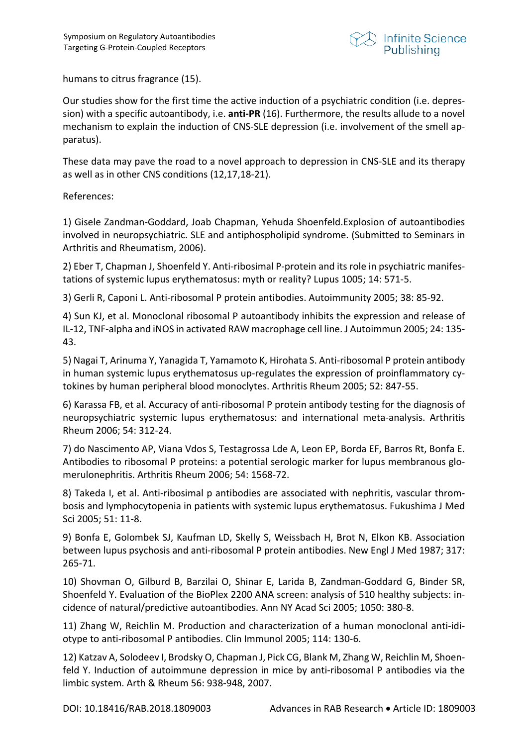humans to citrus fragrance (15).

Our studies show for the first time the active induction of a psychiatric condition (i.e. depression) with a specific autoantibody, i.e. **anti-PR** (16). Furthermore, the results allude to a novel mechanism to explain the induction of CNS-SLE depression (i.e. involvement of the smell apparatus).

These data may pave the road to a novel approach to depression in CNS-SLE and its therapy as well as in other CNS conditions (12,17,18-21).

References:

1) Gisele Zandman-Goddard, Joab Chapman, Yehuda Shoenfeld.Explosion of autoantibodies involved in neuropsychiatric. SLE and antiphospholipid syndrome. (Submitted to Seminars in Arthritis and Rheumatism, 2006).

2) Eber T, Chapman J, Shoenfeld Y. Anti-ribosimal P-protein and its role in psychiatric manifestations of systemic lupus erythematosus: myth or reality? Lupus 1005; 14: 571-5.

3) Gerli R, Caponi L. Anti-ribosomal P protein antibodies. Autoimmunity 2005; 38: 85-92.

4) Sun KJ, et al. Monoclonal ribosomal P autoantibody inhibits the expression and release of IL-12, TNF-alpha and iNOS in activated RAW macrophage cell line. J Autoimmun 2005; 24: 135-43.

5) Nagai T, Arinuma Y, Yanagida T, Yamamoto K, Hirohata S. Anti-ribosomal P protein antibody in human systemic lupus erythematosus up-regulates the expression of proinflammatory cytokines by human peripheral blood monoclytes. Arthritis Rheum 2005; 52: 847-55.

6) Karassa FB, et al. Accuracy of anti-ribosomal P protein antibody testing for the diagnosis of neuropsychiatric systemic lupus erythematosus: and international meta-analysis. Arthritis Rheum 2006; 54: 312-24.

7) do Nascimento AP, Viana Vdos S, Testagrossa Lde A, Leon EP, Borda EF, Barros Rt, Bonfa E. Antibodies to ribosomal P proteins: a potential serologic marker for lupus membranous glomerulonephritis. Arthritis Rheum 2006; 54: 1568-72.

8) Takeda I, et al. Anti-ribosimal p antibodies are associated with nephritis, vascular thrombosis and lymphocytopenia in patients with systemic lupus erythematosus. Fukushima J Med Sci 2005; 51: 11-8.

9) Bonfa E, Golombek SJ, Kaufman LD, Skelly S, Weissbach H, Brot N, Elkon KB. Association between lupus psychosis and anti-ribosomal P protein antibodies. New Engl J Med 1987; 317: 265-71.

10) Shovman O, Gilburd B, Barzilai O, Shinar E, Larida B, Zandman-Goddard G, Binder SR, Shoenfeld Y. Evaluation of the BioPlex 2200 ANA screen: analysis of 510 healthy subjects: incidence of natural/predictive autoantibodies. Ann NY Acad Sci 2005; 1050: 380-8.

11) Zhang W, Reichlin M. Production and characterization of a human monoclonal anti-idiotype to anti-ribosomal P antibodies. Clin Immunol 2005; 114: 130-6.

12) Katzav A, Solodeev I, Brodsky O, Chapman J, Pick CG, Blank M, Zhang W, Reichlin M, Shoenfeld Y. Induction of autoimmune depression in mice by anti-ribosomal P antibodies via the limbic system. Arth & Rheum 56: 938-948, 2007.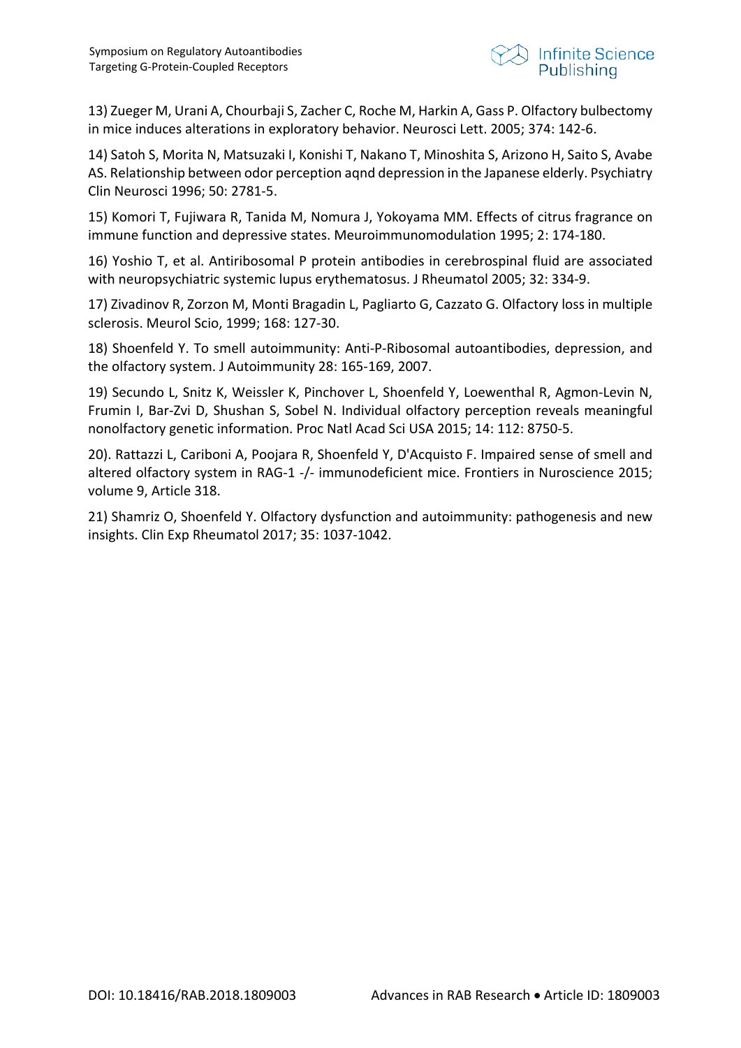13) Zueger M, Urani A, Chourbaji S, Zacher C, Roche M, Harkin A, Gass P. Olfactory bulbectomy in mice induces alterations in exploratory behavior. Neurosci Lett. 2005; 374: 142-6.

14) Satoh S, Morita N, Matsuzaki I, Konishi T, Nakano T, Minoshita S, Arizono H, Saito S, Avabe AS. Relationship between odor perception aqnd depression in the Japanese elderly. Psychiatry Clin Neurosci 1996; 50: 2781-5.

15) Komori T, Fujiwara R, Tanida M, Nomura J, Yokoyama MM. Effects of citrus fragrance on immune function and depressive states. Meuroimmunomodulation 1995; 2: 174-180.

16) Yoshio T, et al. Antiribosomal P protein antibodies in cerebrospinal fluid are associated with neuropsychiatric systemic lupus erythematosus. J Rheumatol 2005; 32: 334-9.

17) Zivadinov R, Zorzon M, Monti Bragadin L, Pagliarto G, Cazzato G. Olfactory loss in multiple sclerosis. Meurol Scio, 1999; 168: 127-30.

18) Shoenfeld Y. To smell autoimmunity: Anti-P-Ribosomal autoantibodies, depression, and the olfactory system. J Autoimmunity 28: 165-169, 2007.

19) Secundo L, Snitz K, Weissler K, Pinchover L, Shoenfeld Y, Loewenthal R, Agmon-Levin N, Frumin I, Bar-Zvi D, Shushan S, Sobel N. Individual olfactory perception reveals meaningful nonolfactory genetic information. Proc Natl Acad Sci USA 2015; 14: 112: 8750-5.

20). Rattazzi L, Cariboni A, Poojara R, Shoenfeld Y, D'Acquisto F. Impaired sense of smell and altered olfactory system in RAG-1 -/- immunodeficient mice. Frontiers in Nuroscience 2015; volume 9, Article 318.

21) Shamriz O, Shoenfeld Y. Olfactory dysfunction and autoimmunity: pathogenesis and new insights. Clin Exp Rheumatol 2017; 35: 1037-1042.